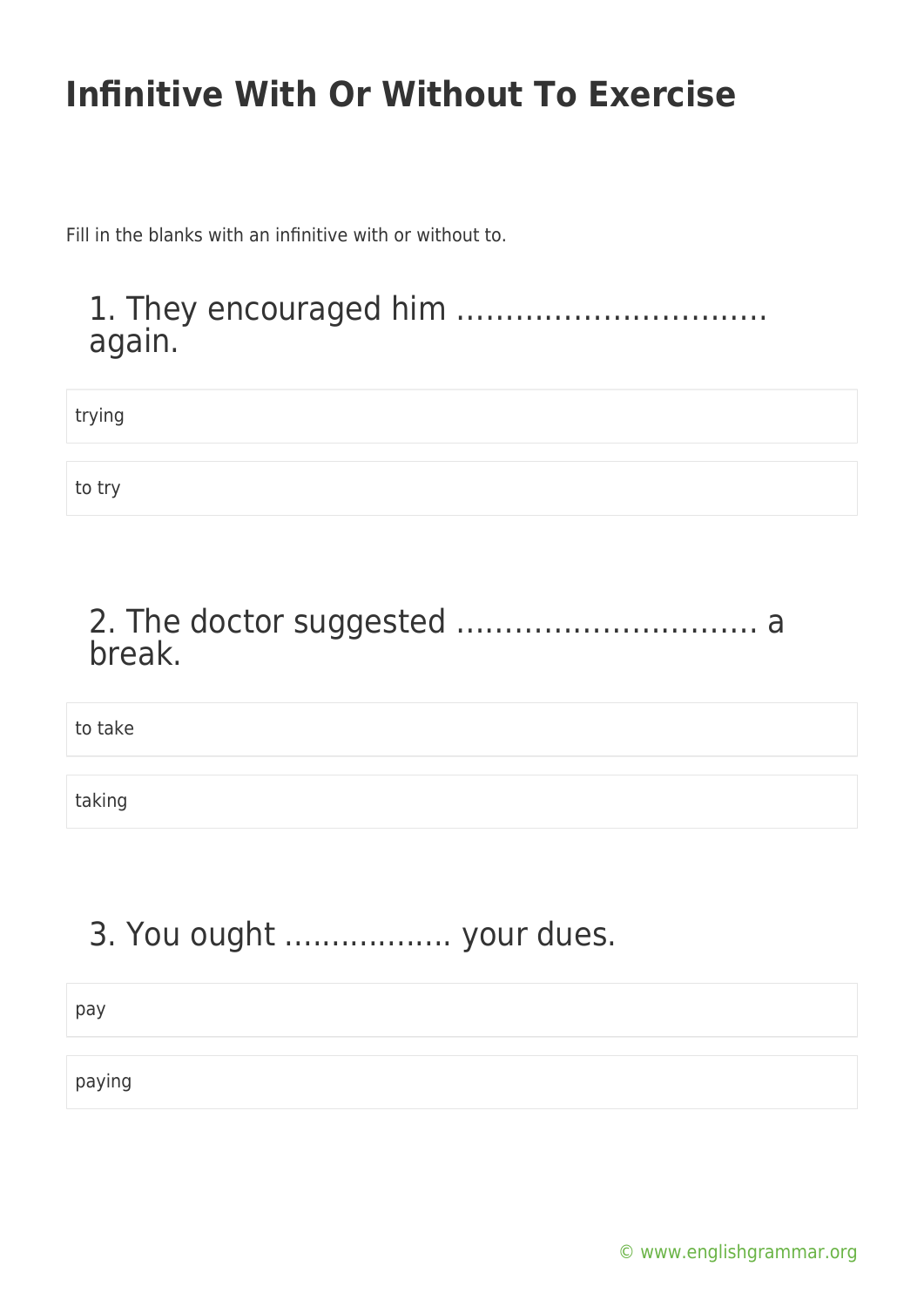# Infinitive With Or Without To Exercise

Fill in the blanks with an infinitive with or without to.

## 1. They encouraged him …………………………. again.

- trying
- to try

## 2. The doctor suggested …………………………. a break.

- to take
- taking

## 3. You ought ……………… your dues.

- pay
- paying

© www.englishgrammar.org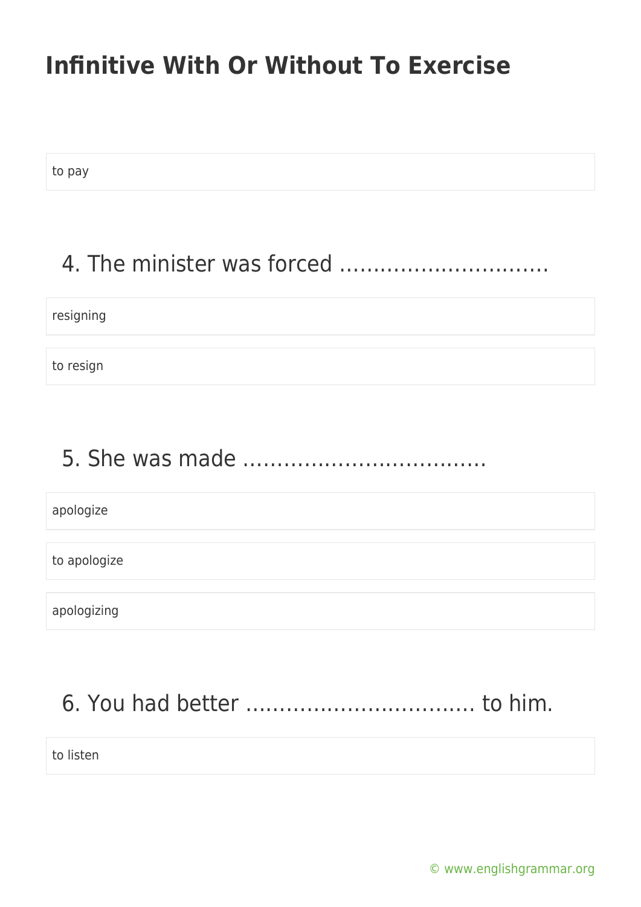to pay

4. The minister was forced ………………………….

resigning

to resign

5. She was made ……………………………….

apologize

to apologize

apologizing

6. You had better ……………………………. to him.

to listen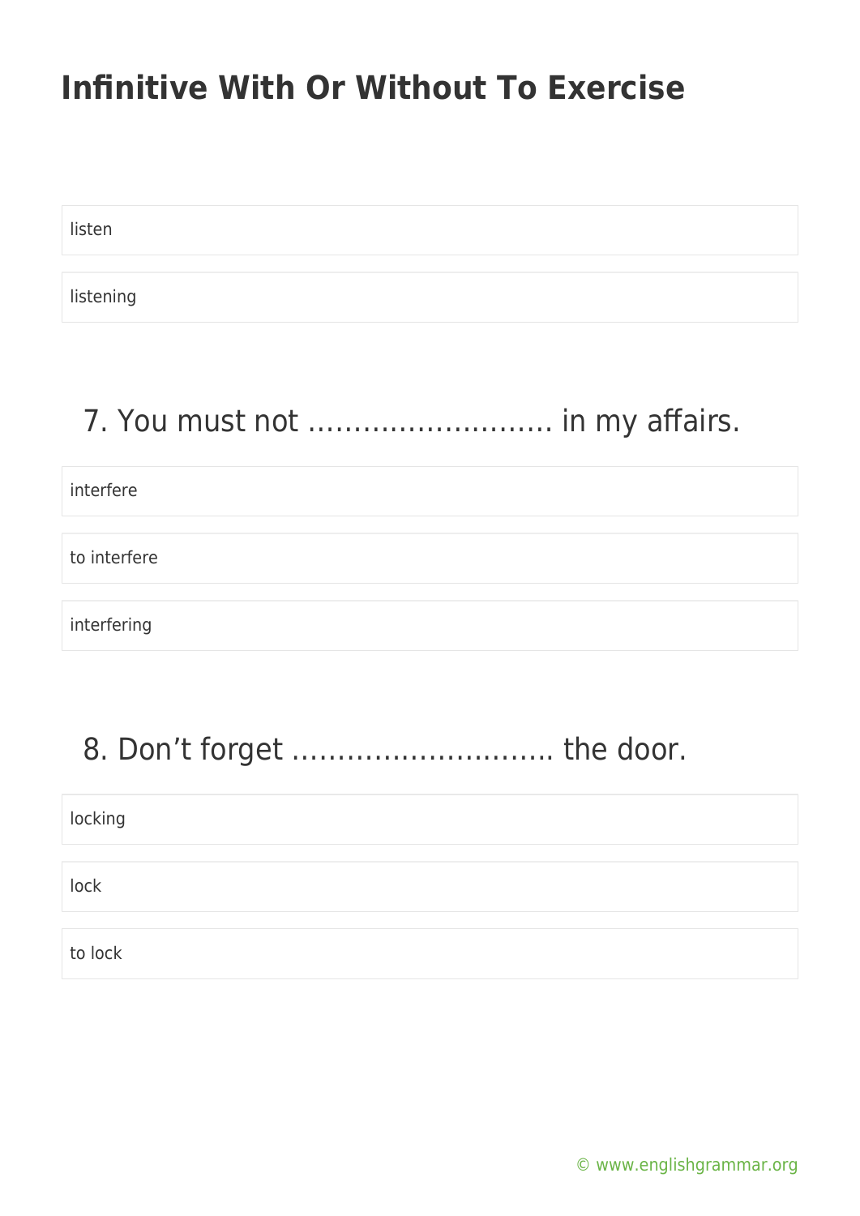# Infinitive With Or Without To Exercise

listen

listening

7. You must not ……………………… in my affairs.

interfere

to interfere

interfering

8. Don't forget ……………………….. the door.

locking

lock

to lock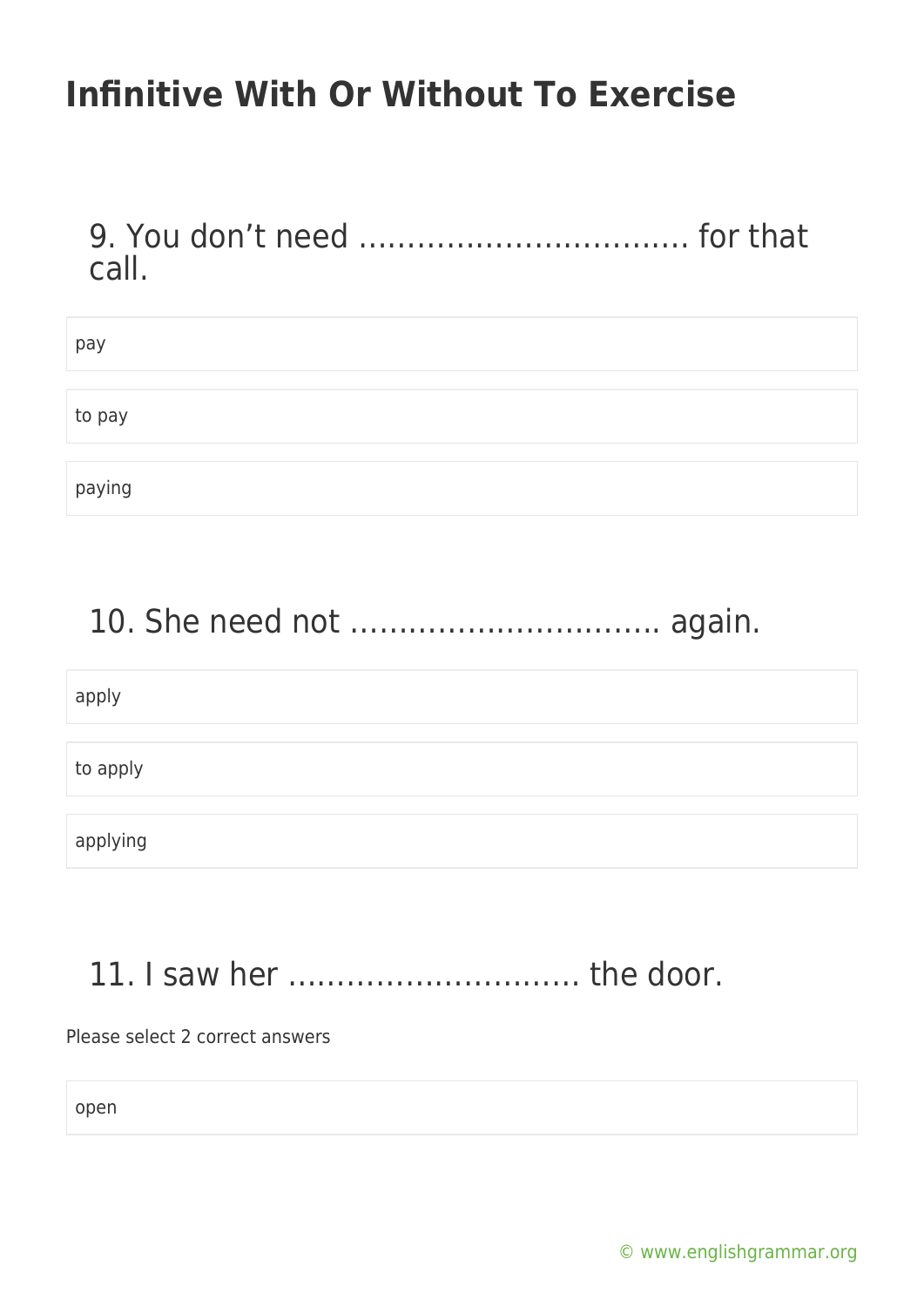9. You don't need ................................ for that call.

- pay
- to pay
- paying

10. She need not .............................. again.

- apply
- to apply
- applying

11. I saw her ............................ the door.

Please select 2 correct answers

- open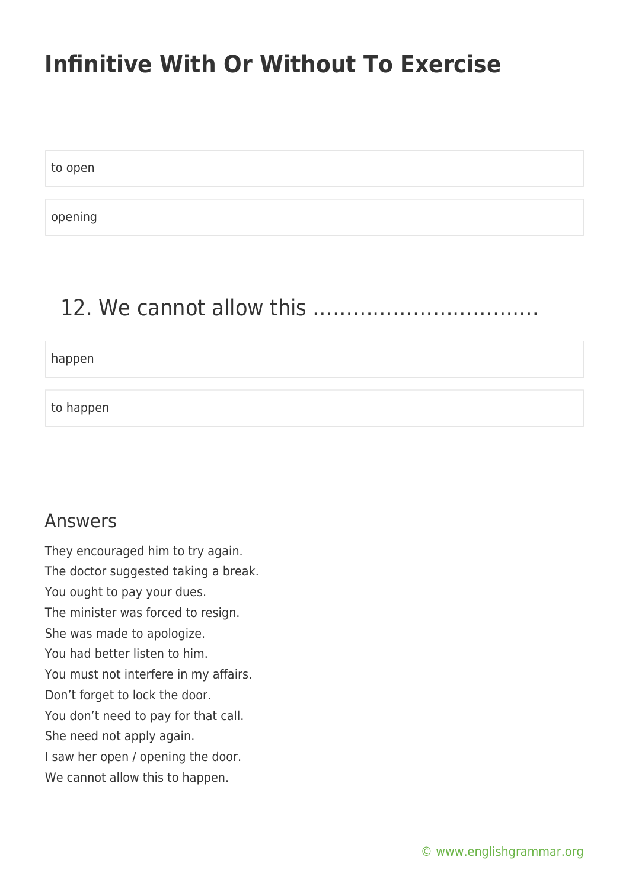to open

opening

## 12. We cannot allow this ……………………………

happen

to happen

## Answers

They encouraged him to try again.
The doctor suggested taking a break.
You ought to pay your dues.
The minister was forced to resign.
She was made to apologize.
You had better listen to him.
You must not interfere in my affairs.
Don't forget to lock the door.
You don't need to pay for that call.
She need not apply again.
I saw her open / opening the door.
We cannot allow this to happen.